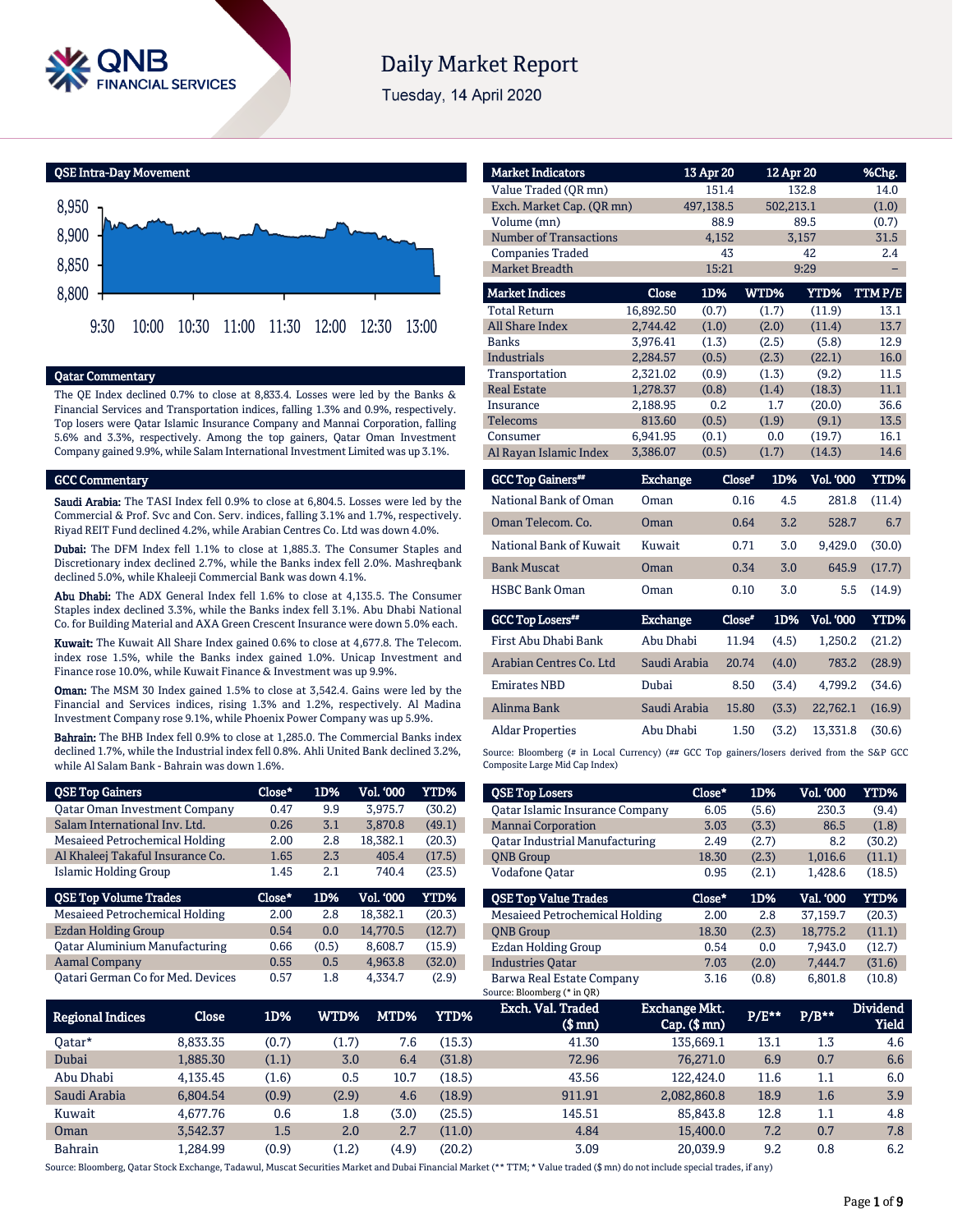# Daily Market Report

Tuesday, 14 April 2020

## QSE Intra-Day Movement

## Qatar Commentary

The QE Index declined 0.7% to close at 8,833.4. Losses were led by the Banks & Financial Services and Transportation indices, falling 1.3% and 0.9%, respectively. Top losers were Qatar Islamic Insurance Company and Mannai Corporation, falling 5.6% and 3.3%, respectively. Among the top gainers, Qatar Oman Investment Company gained 9.9%, while Salam International Investment Limited was up 3.1%.

## GCC Commentary

**Saudi Arabia:** The TASI Index fell 0.9% to close at 6,804.5. Losses were led by the Commercial & Prof. Svc and Con. Serv. indices, falling 3.1% and 1.7%, respectively. Riyad REIT Fund declined 4.2%, while Arabian Centres Co. Ltd was down 4.0%.

**Dubai:** The DFM Index fell 1.1% to close at 1,885.3. The Consumer Staples and Discretionary index declined 2.7%, while the Banks index fell 2.0%. Mashreqbank declined 5.0%, while Khaleeji Commercial Bank was down 4.1%.

**Abu Dhabi:** The ADX General Index fell 1.6% to close at 4,135.5. The Consumer Staples index declined 3.3%, while the Banks index fell 3.1%. Abu Dhabi National Co. for Building Material and AXA Green Crescent Insurance were down 5.0% each.

**Kuwait:** The Kuwait All Share Index gained 0.6% to close at 4,677.8. The Telecom. index rose 1.5%, while the Banks index gained 1.0%. Unicap Investment and Finance rose 10.0%, while Kuwait Finance & Investment was up 9.9%.

**Oman:** The MSM 30 Index gained 1.5% to close at 3,542.4. Gains were led by the Financial and Services indices, rising 1.3% and 1.2%, respectively. Al Madina Investment Company rose 9.1%, while Phoenix Power Company was up 5.9%.

**Bahrain:** The BHB Index fell 0.9% to close at 1,285.0. The Commercial Banks index declined 1.7%, while the Industrial index fell 0.8%. Ahli United Bank declined 3.2%, while Al Salam Bank - Bahrain was down 1.6%.

| Market Indicators | 13 Apr 20 | 12 Apr 20 | %Chg. |
|---|---|---|---|
| Value Traded (QR mn) | 151.4 | 132.8 | 14.0 |
| Exch. Market Cap. (QR mn) | 497,138.5 | 502,213.1 | (1.0) |
| Volume (mn) | 88.9 | 89.5 | (0.7) |
| Number of Transactions | 4,152 | 3,157 | 31.5 |
| Companies Traded | 43 | 42 | 2.4 |
| Market Breadth | 15:21 | 9:29 | – |

| Market Indices | Close | 1D% | WTD% | YTD% | TTM P/E |
|---|---|---|---|---|---|
| Total Return | 16,892.50 | (0.7) | (1.7) | (11.9) | 13.1 |
| All Share Index | 2,744.42 | (1.0) | (2.0) | (11.4) | 13.7 |
| Banks | 3,976.41 | (1.3) | (2.5) | (5.8) | 12.9 |
| Industrials | 2,284.57 | (0.5) | (2.3) | (22.1) | 16.0 |
| Transportation | 2,321.02 | (0.9) | (1.3) | (9.2) | 11.5 |
| Real Estate | 1,278.37 | (0.8) | (1.4) | (18.3) | 11.1 |
| Insurance | 2,188.95 | 0.2 | 1.7 | (20.0) | 36.6 |
| Telecoms | 813.60 | (0.5) | (1.9) | (9.1) | 13.5 |
| Consumer | 6,941.95 | (0.1) | 0.0 | (19.7) | 16.1 |
| Al Rayan Islamic Index | 3,386.07 | (0.5) | (1.7) | (14.3) | 14.6 |

| GCC Top Gainers## | Exchange | Close# | 1D% | Vol. '000 | YTD% |
|---|---|---|---|---|---|
| National Bank of Oman | Oman | 0.16 | 4.5 | 281.8 | (11.4) |
| Oman Telecom. Co. | Oman | 0.64 | 3.2 | 528.7 | 6.7 |
| National Bank of Kuwait | Kuwait | 0.71 | 3.0 | 9,429.0 | (30.0) |
| Bank Muscat | Oman | 0.34 | 3.0 | 645.9 | (17.7) |
| HSBC Bank Oman | Oman | 0.10 | 3.0 | 5.5 | (14.9) |

| GCC Top Losers## | Exchange | Close# | 1D% | Vol. '000 | YTD% |
|---|---|---|---|---|---|
| First Abu Dhabi Bank | Abu Dhabi | 11.94 | (4.5) | 1,250.2 | (21.2) |
| Arabian Centres Co. Ltd | Saudi Arabia | 20.74 | (4.0) | 783.2 | (28.9) |
| Emirates NBD | Dubai | 8.50 | (3.4) | 4,799.2 | (34.6) |
| Alinma Bank | Saudi Arabia | 15.80 | (3.3) | 22,762.1 | (16.9) |
| Aldar Properties | Abu Dhabi | 1.50 | (3.2) | 13,331.8 | (30.6) |

Source: Bloomberg (# in Local Currency) (## GCC Top gainers/losers derived from the S&P GCC Composite Large Mid Cap Index)

| QSE Top Gainers | Close* | 1D% | Vol. '000 | YTD% |
|---|---|---|---|---|
| Qatar Oman Investment Company | 0.47 | 9.9 | 3,975.7 | (30.2) |
| Salam International Inv. Ltd. | 0.26 | 3.1 | 3,870.8 | (49.1) |
| Mesaieed Petrochemical Holding | 2.00 | 2.8 | 18,382.1 | (20.3) |
| Al Khaleej Takaful Insurance Co. | 1.65 | 2.3 | 405.4 | (17.5) |
| Islamic Holding Group | 1.45 | 2.1 | 740.4 | (23.5) |

| QSE Top Losers | Close* | 1D% | Vol. '000 | YTD% |
|---|---|---|---|---|
| Qatar Islamic Insurance Company | 6.05 | (5.6) | 230.3 | (9.4) |
| Mannai Corporation | 3.03 | (3.3) | 86.5 | (1.8) |
| Qatar Industrial Manufacturing | 2.49 | (2.7) | 8.2 | (30.2) |
| QNB Group | 18.30 | (2.3) | 1,016.6 | (11.1) |
| Vodafone Qatar | 0.95 | (2.1) | 1,428.6 | (18.5) |

| QSE Top Volume Trades | Close* | 1D% | Vol. '000 | YTD% |
|---|---|---|---|---|
| Mesaieed Petrochemical Holding | 2.00 | 2.8 | 18,382.1 | (20.3) |
| Ezdan Holding Group | 0.54 | 0.0 | 14,770.5 | (12.7) |
| Qatar Aluminium Manufacturing | 0.66 | (0.5) | 8,608.7 | (15.9) |
| Aamal Company | 0.55 | 0.5 | 4,963.8 | (32.0) |
| Qatari German Co for Med. Devices | 0.57 | 1.8 | 4,334.7 | (2.9) |

| QSE Top Value Trades | Close* | 1D% | Val. '000 | YTD% |
|---|---|---|---|---|
| Mesaieed Petrochemical Holding | 2.00 | 2.8 | 37,159.7 | (20.3) |
| QNB Group | 18.30 | (2.3) | 18,775.2 | (11.1) |
| Ezdan Holding Group | 0.54 | 0.0 | 7,943.0 | (12.7) |
| Industries Qatar | 7.03 | (2.0) | 7,444.7 | (31.6) |
| Barwa Real Estate Company | 3.16 | (0.8) | 6,801.8 | (10.8) |

Source: Bloomberg (* in QR)

| Regional Indices | Close | 1D% | WTD% | MTD% | YTD% | Exch. Val. Traded ($ mn) | Exchange Mkt. Cap. ($ mn) | P/E** | P/B** | Dividend Yield |
|---|---|---|---|---|---|---|---|---|---|---|
| Qatar* | 8,833.35 | (0.7) | (1.7) | 7.6 | (15.3) | 41.30 | 135,669.1 | 13.1 | 1.3 | 4.6 |
| Dubai | 1,885.30 | (1.1) | 3.0 | 6.4 | (31.8) | 72.96 | 76,271.0 | 6.9 | 0.7 | 6.6 |
| Abu Dhabi | 4,135.45 | (1.6) | 0.5 | 10.7 | (18.5) | 43.56 | 122,424.0 | 11.6 | 1.1 | 6.0 |
| Saudi Arabia | 6,804.54 | (0.9) | (2.9) | 4.6 | (18.9) | 911.91 | 2,082,860.8 | 18.9 | 1.6 | 3.9 |
| Kuwait | 4,677.76 | 0.6 | 1.8 | (3.0) | (25.5) | 145.51 | 85,843.8 | 12.8 | 1.1 | 4.8 |
| Oman | 3,542.37 | 1.5 | 2.0 | 2.7 | (11.0) | 4.84 | 15,400.0 | 7.2 | 0.7 | 7.8 |
| Bahrain | 1,284.99 | (0.9) | (1.2) | (4.9) | (20.2) | 3.09 | 20,039.9 | 9.2 | 0.8 | 6.2 |

Source: Bloomberg, Qatar Stock Exchange, Tadawul, Muscat Securities Market and Dubai Financial Market (** TTM; * Value traded ($ mn) do not include special trades, if any)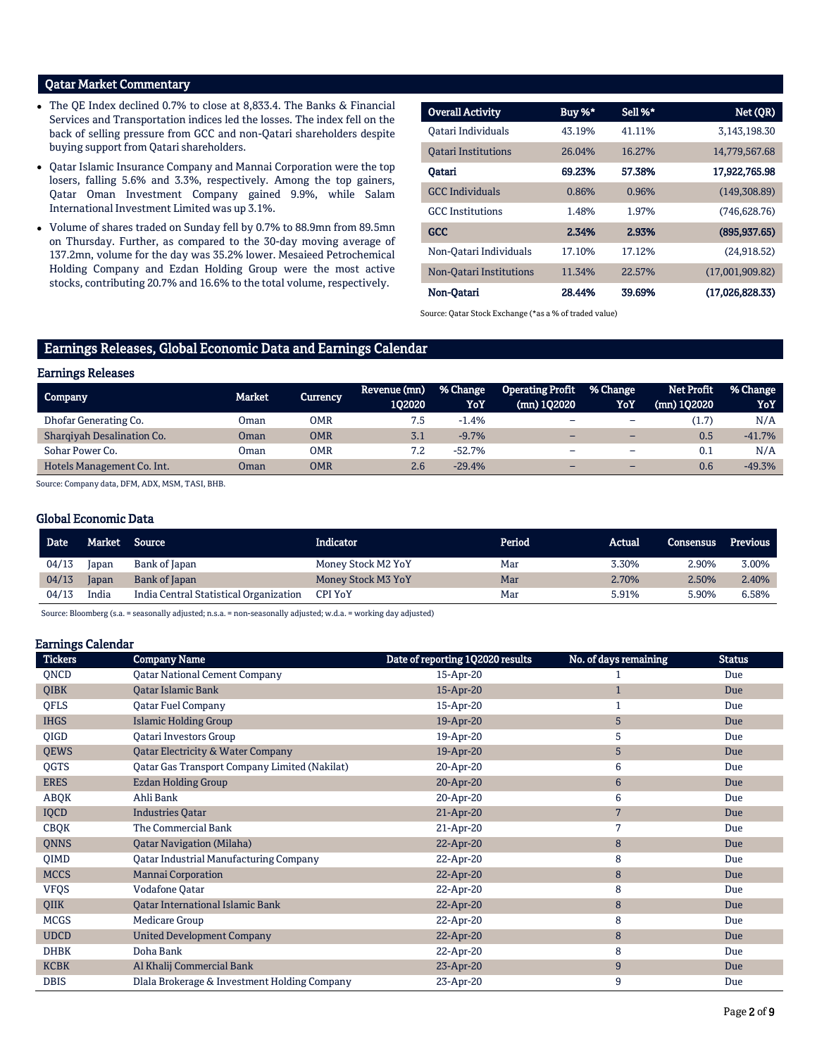## Qatar Market Commentary

- The QE Index declined 0.7% to close at 8,833.4. The Banks & Financial Services and Transportation indices led the losses. The index fell on the back of selling pressure from GCC and non-Qatari shareholders despite buying support from Qatari shareholders.
- Qatar Islamic Insurance Company and Mannai Corporation were the top losers, falling 5.6% and 3.3%, respectively. Among the top gainers, Qatar Oman Investment Company gained 9.9%, while Salam International Investment Limited was up 3.1%.
- Volume of shares traded on Sunday fell by 0.7% to 88.9mn from 89.5mn on Thursday. Further, as compared to the 30-day moving average of 137.2mn, volume for the day was 35.2% lower. Mesaieed Petrochemical Holding Company and Ezdan Holding Group were the most active stocks, contributing 20.7% and 16.6% to the total volume, respectively.

| Overall Activity | Buy %* | Sell %* | Net (QR) |
|---|---|---|---|
| Qatari Individuals | 43.19% | 41.11% | 3,143,198.30 |
| Qatari Institutions | 26.04% | 16.27% | 14,779,567.68 |
| **Qatari** | **69.23%** | **57.38%** | **17,922,765.98** |
| GCC Individuals | 0.86% | 0.96% | (149,308.89) |
| GCC Institutions | 1.48% | 1.97% | (746,628.76) |
| **GCC** | **2.34%** | **2.93%** | **(895,937.65)** |
| Non-Qatari Individuals | 17.10% | 17.12% | (24,918.52) |
| Non-Qatari Institutions | 11.34% | 22.57% | (17,001,909.82) |
| **Non-Qatari** | **28.44%** | **39.69%** | **(17,026,828.33)** |

Source: Qatar Stock Exchange (*as a % of traded value)

## Earnings Releases, Global Economic Data and Earnings Calendar

### Earnings Releases

| Company | Market | Currency | Revenue (mn) 1Q2020 | % Change YoY | Operating Profit (mn) 1Q2020 | % Change YoY | Net Profit (mn) 1Q2020 | % Change YoY |
|---|---|---|---|---|---|---|---|---|
| Dhofar Generating Co. | Oman | OMR | 7.5 | -1.4% | – | – | (1.7) | N/A |
| Sharqiyah Desalination Co. | Oman | OMR | 3.1 | -9.7% | – | – | 0.5 | -41.7% |
| Sohar Power Co. | Oman | OMR | 7.2 | -52.7% | – | – | 0.1 | N/A |
| Hotels Management Co. Int. | Oman | OMR | 2.6 | -29.4% | – | – | 0.6 | -49.3% |

Source: Company data, DFM, ADX, MSM, TASI, BHB.

### Global Economic Data

| Date | Market | Source | Indicator | Period | Actual | Consensus | Previous |
|---|---|---|---|---|---|---|---|
| 04/13 | Japan | Bank of Japan | Money Stock M2 YoY | Mar | 3.30% | 2.90% | 3.00% |
| 04/13 | Japan | Bank of Japan | Money Stock M3 YoY | Mar | 2.70% | 2.50% | 2.40% |
| 04/13 | India | India Central Statistical Organization | CPI YoY | Mar | 5.91% | 5.90% | 6.58% |

Source: Bloomberg (s.a. = seasonally adjusted; n.s.a. = non-seasonally adjusted; w.d.a. = working day adjusted)

### Earnings Calendar

| Tickers | Company Name | Date of reporting 1Q2020 results | No. of days remaining | Status |
|---|---|---|---|---|
| QNCD | Qatar National Cement Company | 15-Apr-20 | 1 | Due |
| QIBK | Qatar Islamic Bank | 15-Apr-20 | 1 | Due |
| QFLS | Qatar Fuel Company | 15-Apr-20 | 1 | Due |
| IHGS | Islamic Holding Group | 19-Apr-20 | 5 | Due |
| QIGD | Qatari Investors Group | 19-Apr-20 | 5 | Due |
| QEWS | Qatar Electricity & Water Company | 19-Apr-20 | 5 | Due |
| QGTS | Qatar Gas Transport Company Limited (Nakilat) | 20-Apr-20 | 6 | Due |
| ERES | Ezdan Holding Group | 20-Apr-20 | 6 | Due |
| ABQK | Ahli Bank | 20-Apr-20 | 6 | Due |
| IQCD | Industries Qatar | 21-Apr-20 | 7 | Due |
| CBQK | The Commercial Bank | 21-Apr-20 | 7 | Due |
| QNNS | Qatar Navigation (Milaha) | 22-Apr-20 | 8 | Due |
| QIMD | Qatar Industrial Manufacturing Company | 22-Apr-20 | 8 | Due |
| MCCS | Mannai Corporation | 22-Apr-20 | 8 | Due |
| VFQS | Vodafone Qatar | 22-Apr-20 | 8 | Due |
| QIIK | Qatar International Islamic Bank | 22-Apr-20 | 8 | Due |
| MCGS | Medicare Group | 22-Apr-20 | 8 | Due |
| UDCD | United Development Company | 22-Apr-20 | 8 | Due |
| DHBK | Doha Bank | 22-Apr-20 | 8 | Due |
| KCBK | Al Khalij Commercial Bank | 23-Apr-20 | 9 | Due |
| DBIS | Dlala Brokerage & Investment Holding Company | 23-Apr-20 | 9 | Due |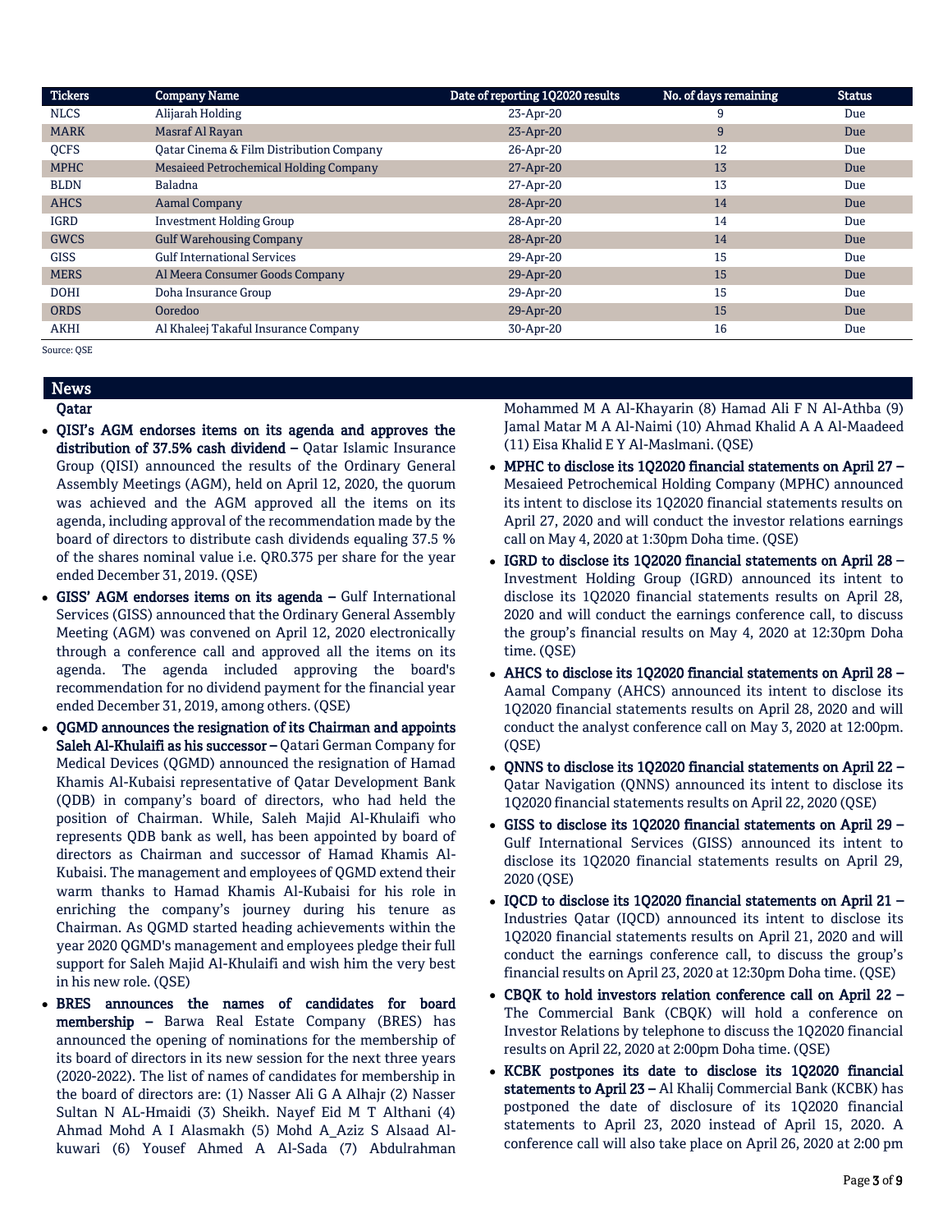| Tickers | Company Name | Date of reporting 1Q2020 results | No. of days remaining | Status |
|---|---|---|---|---|
| NLCS | Alijarah Holding | 23-Apr-20 | 9 | Due |
| MARK | Masraf Al Rayan | 23-Apr-20 | 9 | Due |
| QCFS | Qatar Cinema & Film Distribution Company | 26-Apr-20 | 12 | Due |
| MPHC | Mesaieed Petrochemical Holding Company | 27-Apr-20 | 13 | Due |
| BLDN | Baladna | 27-Apr-20 | 13 | Due |
| AHCS | Aamal Company | 28-Apr-20 | 14 | Due |
| IGRD | Investment Holding Group | 28-Apr-20 | 14 | Due |
| GWCS | Gulf Warehousing Company | 28-Apr-20 | 14 | Due |
| GISS | Gulf International Services | 29-Apr-20 | 15 | Due |
| MERS | Al Meera Consumer Goods Company | 29-Apr-20 | 15 | Due |
| DOHI | Doha Insurance Group | 29-Apr-20 | 15 | Due |
| ORDS | Ooredoo | 29-Apr-20 | 15 | Due |
| AKHI | Al Khaleej Takaful Insurance Company | 30-Apr-20 | 16 | Due |

Source: QSE

## News

### Qatar

- **QISI's AGM endorses items on its agenda and approves the distribution of 37.5% cash dividend –** Qatar Islamic Insurance Group (QISI) announced the results of the Ordinary General Assembly Meetings (AGM), held on April 12, 2020, the quorum was achieved and the AGM approved all the items on its agenda, including approval of the recommendation made by the board of directors to distribute cash dividends equaling 37.5 % of the shares nominal value i.e. QR0.375 per share for the year ended December 31, 2019. (QSE)
- **GISS' AGM endorses items on its agenda –** Gulf International Services (GISS) announced that the Ordinary General Assembly Meeting (AGM) was convened on April 12, 2020 electronically through a conference call and approved all the items on its agenda. The agenda included approving the board's recommendation for no dividend payment for the financial year ended December 31, 2019, among others. (QSE)
- **QGMD announces the resignation of its Chairman and appoints Saleh Al-Khulaifi as his successor –** Qatari German Company for Medical Devices (QGMD) announced the resignation of Hamad Khamis Al-Kubaisi representative of Qatar Development Bank (QDB) in company's board of directors, who had held the position of Chairman. While, Saleh Majid Al-Khulaifi who represents QDB bank as well, has been appointed by board of directors as Chairman and successor of Hamad Khamis Al-Kubaisi. The management and employees of QGMD extend their warm thanks to Hamad Khamis Al-Kubaisi for his role in enriching the company's journey during his tenure as Chairman. As QGMD started heading achievements within the year 2020 QGMD's management and employees pledge their full support for Saleh Majid Al-Khulaifi and wish him the very best in his new role. (QSE)
- **BRES announces the names of candidates for board membership –** Barwa Real Estate Company (BRES) has announced the opening of nominations for the membership of its board of directors in its new session for the next three years (2020-2022). The list of names of candidates for membership in the board of directors are: (1) Nasser Ali G A Alhajr (2) Nasser Sultan N AL-Hmaidi (3) Sheikh. Nayef Eid M T Althani (4) Ahmad Mohd A I Alasmakh (5) Mohd A_Aziz S Alsaad Al-kuwari (6) Yousef Ahmed A Al-Sada (7) Abdulrahman Mohammed M A Al-Khayarin (8) Hamad Ali F N Al-Athba (9) Jamal Matar M A Al-Naimi (10) Ahmad Khalid A A Al-Maadeed (11) Eisa Khalid E Y Al-Maslmani. (QSE)
- **MPHC to disclose its 1Q2020 financial statements on April 27 –** Mesaieed Petrochemical Holding Company (MPHC) announced its intent to disclose its 1Q2020 financial statements results on April 27, 2020 and will conduct the investor relations earnings call on May 4, 2020 at 1:30pm Doha time. (QSE)
- **IGRD to disclose its 1Q2020 financial statements on April 28 –** Investment Holding Group (IGRD) announced its intent to disclose its 1Q2020 financial statements results on April 28, 2020 and will conduct the earnings conference call, to discuss the group's financial results on May 4, 2020 at 12:30pm Doha time. (QSE)
- **AHCS to disclose its 1Q2020 financial statements on April 28 –** Aamal Company (AHCS) announced its intent to disclose its 1Q2020 financial statements results on April 28, 2020 and will conduct the analyst conference call on May 3, 2020 at 12:00pm. (QSE)
- **QNNS to disclose its 1Q2020 financial statements on April 22 –** Qatar Navigation (QNNS) announced its intent to disclose its 1Q2020 financial statements results on April 22, 2020 (QSE)
- **GISS to disclose its 1Q2020 financial statements on April 29 –** Gulf International Services (GISS) announced its intent to disclose its 1Q2020 financial statements results on April 29, 2020 (QSE)
- **IQCD to disclose its 1Q2020 financial statements on April 21 –** Industries Qatar (IQCD) announced its intent to disclose its 1Q2020 financial statements results on April 21, 2020 and will conduct the earnings conference call, to discuss the group's financial results on April 23, 2020 at 12:30pm Doha time. (QSE)
- **CBQK to hold investors relation conference call on April 22 –** The Commercial Bank (CBQK) will hold a conference on Investor Relations by telephone to discuss the 1Q2020 financial results on April 22, 2020 at 2:00pm Doha time. (QSE)
- **KCBK postpones its date to disclose its 1Q2020 financial statements to April 23 –** Al Khalij Commercial Bank (KCBK) has postponed the date of disclosure of its 1Q2020 financial statements to April 23, 2020 instead of April 15, 2020. A conference call will also take place on April 26, 2020 at 2:00 pm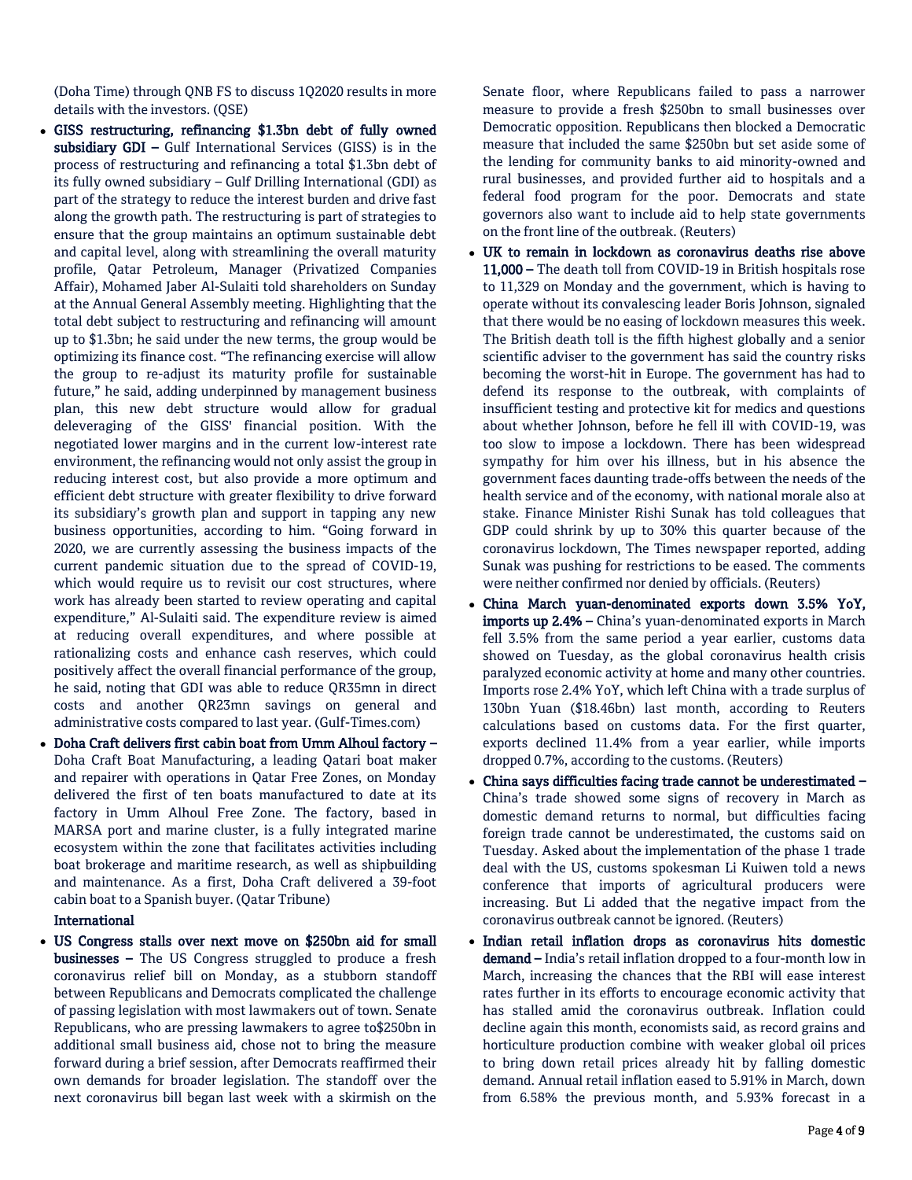(Doha Time) through QNB FS to discuss 1Q2020 results in more details with the investors. (QSE)

- **GISS restructuring, refinancing $1.3bn debt of fully owned subsidiary GDI –** Gulf International Services (GISS) is in the process of restructuring and refinancing a total $1.3bn debt of its fully owned subsidiary – Gulf Drilling International (GDI) as part of the strategy to reduce the interest burden and drive fast along the growth path. The restructuring is part of strategies to ensure that the group maintains an optimum sustainable debt and capital level, along with streamlining the overall maturity profile, Qatar Petroleum, Manager (Privatized Companies Affair), Mohamed Jaber Al-Sulaiti told shareholders on Sunday at the Annual General Assembly meeting. Highlighting that the total debt subject to restructuring and refinancing will amount up to $1.3bn; he said under the new terms, the group would be optimizing its finance cost. "The refinancing exercise will allow the group to re-adjust its maturity profile for sustainable future," he said, adding underpinned by management business plan, this new debt structure would allow for gradual deleveraging of the GISS' financial position. With the negotiated lower margins and in the current low-interest rate environment, the refinancing would not only assist the group in reducing interest cost, but also provide a more optimum and efficient debt structure with greater flexibility to drive forward its subsidiary's growth plan and support in tapping any new business opportunities, according to him. "Going forward in 2020, we are currently assessing the business impacts of the current pandemic situation due to the spread of COVID-19, which would require us to revisit our cost structures, where work has already been started to review operating and capital expenditure," Al-Sulaiti said. The expenditure review is aimed at reducing overall expenditures, and where possible at rationalizing costs and enhance cash reserves, which could positively affect the overall financial performance of the group, he said, noting that GDI was able to reduce QR35mn in direct costs and another QR23mn savings on general and administrative costs compared to last year. (Gulf-Times.com)
- **Doha Craft delivers first cabin boat from Umm Alhoul factory –** Doha Craft Boat Manufacturing, a leading Qatari boat maker and repairer with operations in Qatar Free Zones, on Monday delivered the first of ten boats manufactured to date at its factory in Umm Alhoul Free Zone. The factory, based in MARSA port and marine cluster, is a fully integrated marine ecosystem within the zone that facilitates activities including boat brokerage and maritime research, as well as shipbuilding and maintenance. As a first, Doha Craft delivered a 39-foot cabin boat to a Spanish buyer. (Qatar Tribune)

**International**

- **US Congress stalls over next move on $250bn aid for small businesses –** The US Congress struggled to produce a fresh coronavirus relief bill on Monday, as a stubborn standoff between Republicans and Democrats complicated the challenge of passing legislation with most lawmakers out of town. Senate Republicans, who are pressing lawmakers to agree to$250bn in additional small business aid, chose not to bring the measure forward during a brief session, after Democrats reaffirmed their own demands for broader legislation. The standoff over the next coronavirus bill began last week with a skirmish on the Senate floor, where Republicans failed to pass a narrower measure to provide a fresh $250bn to small businesses over Democratic opposition. Republicans then blocked a Democratic measure that included the same $250bn but set aside some of the lending for community banks to aid minority-owned and rural businesses, and provided further aid to hospitals and a federal food program for the poor. Democrats and state governors also want to include aid to help state governments on the front line of the outbreak. (Reuters)
- **UK to remain in lockdown as coronavirus deaths rise above 11,000 –** The death toll from COVID-19 in British hospitals rose to 11,329 on Monday and the government, which is having to operate without its convalescing leader Boris Johnson, signaled that there would be no easing of lockdown measures this week. The British death toll is the fifth highest globally and a senior scientific adviser to the government has said the country risks becoming the worst-hit in Europe. The government has had to defend its response to the outbreak, with complaints of insufficient testing and protective kit for medics and questions about whether Johnson, before he fell ill with COVID-19, was too slow to impose a lockdown. There has been widespread sympathy for him over his illness, but in his absence the government faces daunting trade-offs between the needs of the health service and of the economy, with national morale also at stake. Finance Minister Rishi Sunak has told colleagues that GDP could shrink by up to 30% this quarter because of the coronavirus lockdown, The Times newspaper reported, adding Sunak was pushing for restrictions to be eased. The comments were neither confirmed nor denied by officials. (Reuters)
- **China March yuan-denominated exports down 3.5% YoY, imports up 2.4% –** China's yuan-denominated exports in March fell 3.5% from the same period a year earlier, customs data showed on Tuesday, as the global coronavirus health crisis paralyzed economic activity at home and many other countries. Imports rose 2.4% YoY, which left China with a trade surplus of 130bn Yuan ($18.46bn) last month, according to Reuters calculations based on customs data. For the first quarter, exports declined 11.4% from a year earlier, while imports dropped 0.7%, according to the customs. (Reuters)
- **China says difficulties facing trade cannot be underestimated –** China's trade showed some signs of recovery in March as domestic demand returns to normal, but difficulties facing foreign trade cannot be underestimated, the customs said on Tuesday. Asked about the implementation of the phase 1 trade deal with the US, customs spokesman Li Kuiwen told a news conference that imports of agricultural producers were increasing. But Li added that the negative impact from the coronavirus outbreak cannot be ignored. (Reuters)
- **Indian retail inflation drops as coronavirus hits domestic demand –** India's retail inflation dropped to a four-month low in March, increasing the chances that the RBI will ease interest rates further in its efforts to encourage economic activity that has stalled amid the coronavirus outbreak. Inflation could decline again this month, economists said, as record grains and horticulture production combine with weaker global oil prices to bring down retail prices already hit by falling domestic demand. Annual retail inflation eased to 5.91% in March, down from 6.58% the previous month, and 5.93% forecast in a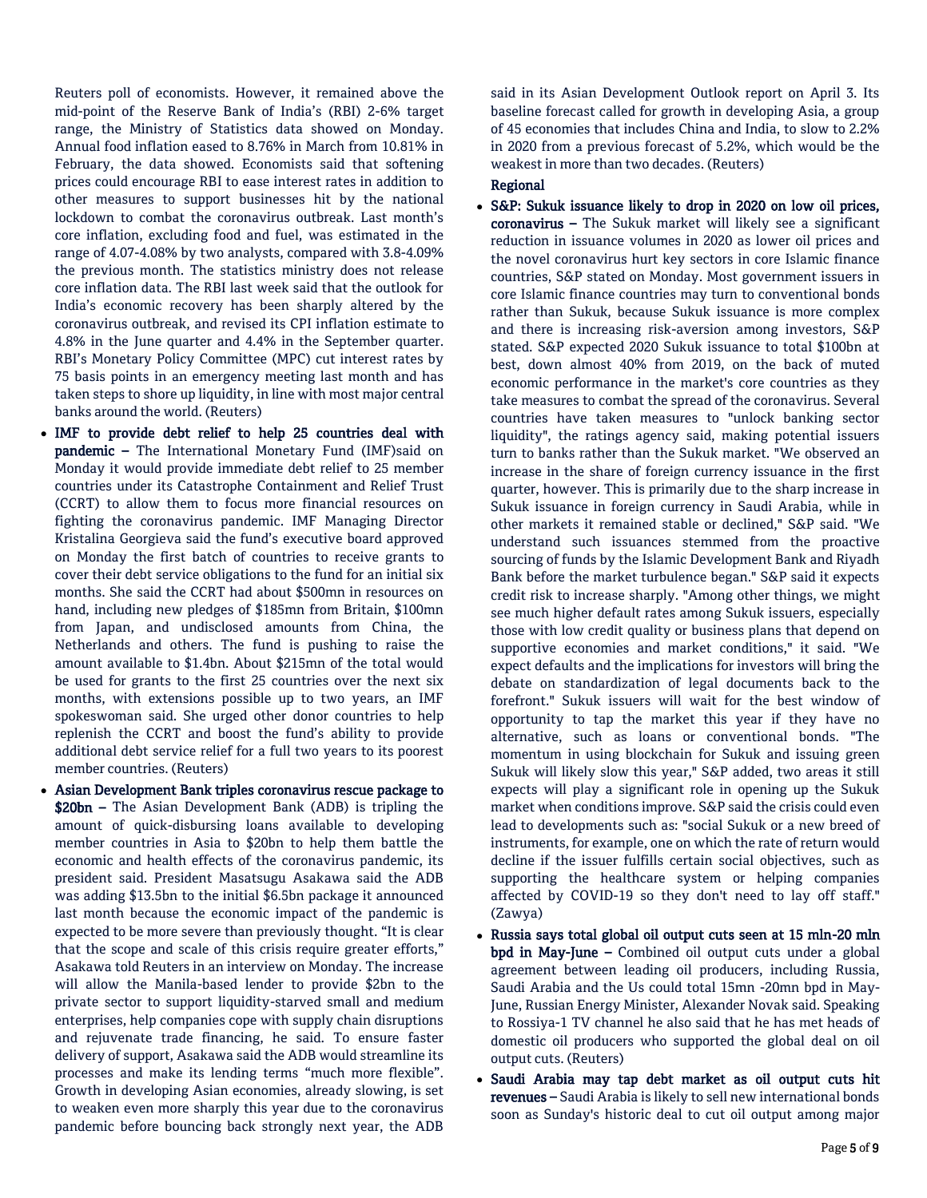Reuters poll of economists. However, it remained above the mid-point of the Reserve Bank of India's (RBI) 2-6% target range, the Ministry of Statistics data showed on Monday. Annual food inflation eased to 8.76% in March from 10.81% in February, the data showed. Economists said that softening prices could encourage RBI to ease interest rates in addition to other measures to support businesses hit by the national lockdown to combat the coronavirus outbreak. Last month's core inflation, excluding food and fuel, was estimated in the range of 4.07-4.08% by two analysts, compared with 3.8-4.09% the previous month. The statistics ministry does not release core inflation data. The RBI last week said that the outlook for India's economic recovery has been sharply altered by the coronavirus outbreak, and revised its CPI inflation estimate to 4.8% in the June quarter and 4.4% in the September quarter. RBI's Monetary Policy Committee (MPC) cut interest rates by 75 basis points in an emergency meeting last month and has taken steps to shore up liquidity, in line with most major central banks around the world. (Reuters)

- **IMF to provide debt relief to help 25 countries deal with pandemic –** The International Monetary Fund (IMF)said on Monday it would provide immediate debt relief to 25 member countries under its Catastrophe Containment and Relief Trust (CCRT) to allow them to focus more financial resources on fighting the coronavirus pandemic. IMF Managing Director Kristalina Georgieva said the fund's executive board approved on Monday the first batch of countries to receive grants to cover their debt service obligations to the fund for an initial six months. She said the CCRT had about $500mn in resources on hand, including new pledges of $185mn from Britain, $100mn from Japan, and undisclosed amounts from China, the Netherlands and others. The fund is pushing to raise the amount available to $1.4bn. About $215mn of the total would be used for grants to the first 25 countries over the next six months, with extensions possible up to two years, an IMF spokeswoman said. She urged other donor countries to help replenish the CCRT and boost the fund's ability to provide additional debt service relief for a full two years to its poorest member countries. (Reuters)
- **Asian Development Bank triples coronavirus rescue package to $20bn –** The Asian Development Bank (ADB) is tripling the amount of quick-disbursing loans available to developing member countries in Asia to $20bn to help them battle the economic and health effects of the coronavirus pandemic, its president said. President Masatsugu Asakawa said the ADB was adding $13.5bn to the initial $6.5bn package it announced last month because the economic impact of the pandemic is expected to be more severe than previously thought. "It is clear that the scope and scale of this crisis require greater efforts," Asakawa told Reuters in an interview on Monday. The increase will allow the Manila-based lender to provide $2bn to the private sector to support liquidity-starved small and medium enterprises, help companies cope with supply chain disruptions and rejuvenate trade financing, he said. To ensure faster delivery of support, Asakawa said the ADB would streamline its processes and make its lending terms "much more flexible". Growth in developing Asian economies, already slowing, is set to weaken even more sharply this year due to the coronavirus pandemic before bouncing back strongly next year, the ADB said in its Asian Development Outlook report on April 3. Its baseline forecast called for growth in developing Asia, a group of 45 economies that includes China and India, to slow to 2.2% in 2020 from a previous forecast of 5.2%, which would be the weakest in more than two decades. (Reuters)

**Regional**

- **S&P: Sukuk issuance likely to drop in 2020 on low oil prices, coronavirus –** The Sukuk market will likely see a significant reduction in issuance volumes in 2020 as lower oil prices and the novel coronavirus hurt key sectors in core Islamic finance countries, S&P stated on Monday. Most government issuers in core Islamic finance countries may turn to conventional bonds rather than Sukuk, because Sukuk issuance is more complex and there is increasing risk-aversion among investors, S&P stated. S&P expected 2020 Sukuk issuance to total $100bn at best, down almost 40% from 2019, on the back of muted economic performance in the market's core countries as they take measures to combat the spread of the coronavirus. Several countries have taken measures to "unlock banking sector liquidity", the ratings agency said, making potential issuers turn to banks rather than the Sukuk market. "We observed an increase in the share of foreign currency issuance in the first quarter, however. This is primarily due to the sharp increase in Sukuk issuance in foreign currency in Saudi Arabia, while in other markets it remained stable or declined," S&P said. "We understand such issuances stemmed from the proactive sourcing of funds by the Islamic Development Bank and Riyadh Bank before the market turbulence began." S&P said it expects credit risk to increase sharply. "Among other things, we might see much higher default rates among Sukuk issuers, especially those with low credit quality or business plans that depend on supportive economies and market conditions," it said. "We expect defaults and the implications for investors will bring the debate on standardization of legal documents back to the forefront." Sukuk issuers will wait for the best window of opportunity to tap the market this year if they have no alternative, such as loans or conventional bonds. "The momentum in using blockchain for Sukuk and issuing green Sukuk will likely slow this year," S&P added, two areas it still expects will play a significant role in opening up the Sukuk market when conditions improve. S&P said the crisis could even lead to developments such as: "social Sukuk or a new breed of instruments, for example, one on which the rate of return would decline if the issuer fulfills certain social objectives, such as supporting the healthcare system or helping companies affected by COVID-19 so they don't need to lay off staff." (Zawya)
- **Russia says total global oil output cuts seen at 15 mln-20 mln bpd in May-June –** Combined oil output cuts under a global agreement between leading oil producers, including Russia, Saudi Arabia and the Us could total 15mn -20mn bpd in May-June, Russian Energy Minister, Alexander Novak said. Speaking to Rossiya-1 TV channel he also said that he has met heads of domestic oil producers who supported the global deal on oil output cuts. (Reuters)
- **Saudi Arabia may tap debt market as oil output cuts hit revenues –** Saudi Arabia is likely to sell new international bonds soon as Sunday's historic deal to cut oil output among major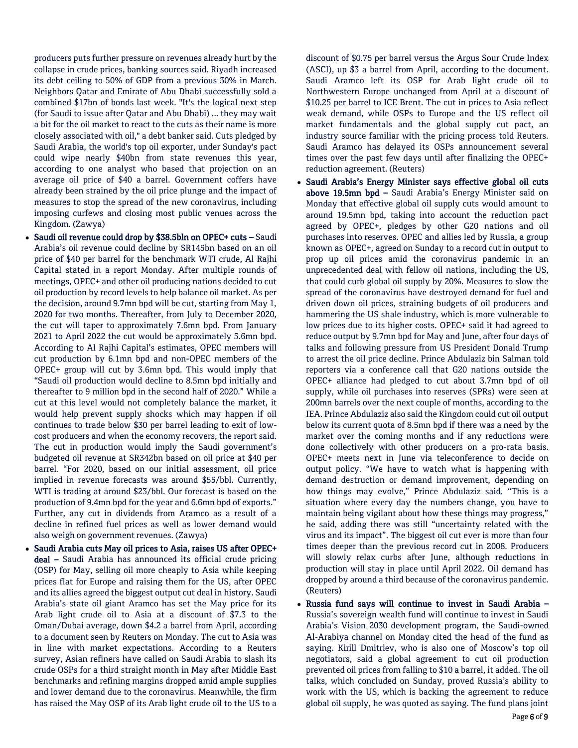producers puts further pressure on revenues already hurt by the collapse in crude prices, banking sources said. Riyadh increased its debt ceiling to 50% of GDP from a previous 30% in March. Neighbors Qatar and Emirate of Abu Dhabi successfully sold a combined $17bn of bonds last week. "It's the logical next step (for Saudi to issue after Qatar and Abu Dhabi) ... they may wait a bit for the oil market to react to the cuts as their name is more closely associated with oil," a debt banker said. Cuts pledged by Saudi Arabia, the world's top oil exporter, under Sunday's pact could wipe nearly $40bn from state revenues this year, according to one analyst who based that projection on an average oil price of $40 a barrel. Government coffers have already been strained by the oil price plunge and the impact of measures to stop the spread of the new coronavirus, including imposing curfews and closing most public venues across the Kingdom. (Zawya)

- **Saudi oil revenue could drop by $38.5bln on OPEC+ cuts –** Saudi Arabia's oil revenue could decline by SR145bn based on an oil price of $40 per barrel for the benchmark WTI crude, Al Rajhi Capital stated in a report Monday. After multiple rounds of meetings, OPEC+ and other oil producing nations decided to cut oil production by record levels to help balance oil market. As per the decision, around 9.7mn bpd will be cut, starting from May 1, 2020 for two months. Thereafter, from July to December 2020, the cut will taper to approximately 7.6mn bpd. From January 2021 to April 2022 the cut would be approximately 5.6mn bpd. According to Al Rajhi Capital's estimates, OPEC members will cut production by 6.1mn bpd and non-OPEC members of the OPEC+ group will cut by 3.6mn bpd. This would imply that "Saudi oil production would decline to 8.5mn bpd initially and thereafter to 9 million bpd in the second half of 2020." While a cut at this level would not completely balance the market, it would help prevent supply shocks which may happen if oil continues to trade below $30 per barrel leading to exit of low-cost producers and when the economy recovers, the report said. The cut in production would imply the Saudi government's budgeted oil revenue at SR342bn based on oil price at $40 per barrel. "For 2020, based on our initial assessment, oil price implied in revenue forecasts was around $55/bbl. Currently, WTI is trading at around $23/bbl. Our forecast is based on the production of 9.4mn bpd for the year and 6.6mn bpd of exports." Further, any cut in dividends from Aramco as a result of a decline in refined fuel prices as well as lower demand would also weigh on government revenues. (Zawya)
- **Saudi Arabia cuts May oil prices to Asia, raises US after OPEC+ deal –** Saudi Arabia has announced its official crude pricing (OSP) for May, selling oil more cheaply to Asia while keeping prices flat for Europe and raising them for the US, after OPEC and its allies agreed the biggest output cut deal in history. Saudi Arabia's state oil giant Aramco has set the May price for its Arab light crude oil to Asia at a discount of $7.3 to the Oman/Dubai average, down $4.2 a barrel from April, according to a document seen by Reuters on Monday. The cut to Asia was in line with market expectations. According to a Reuters survey, Asian refiners have called on Saudi Arabia to slash its crude OSPs for a third straight month in May after Middle East benchmarks and refining margins dropped amid ample supplies and lower demand due to the coronavirus. Meanwhile, the firm has raised the May OSP of its Arab light crude oil to the US to a discount of $0.75 per barrel versus the Argus Sour Crude Index (ASCI), up $3 a barrel from April, according to the document. Saudi Aramco left its OSP for Arab light crude oil to Northwestern Europe unchanged from April at a discount of $10.25 per barrel to ICE Brent. The cut in prices to Asia reflect weak demand, while OSPs to Europe and the US reflect oil market fundamentals and the global supply cut pact, an industry source familiar with the pricing process told Reuters. Saudi Aramco has delayed its OSPs announcement several times over the past few days until after finalizing the OPEC+ reduction agreement. (Reuters)
- **Saudi Arabia's Energy Minister says effective global oil cuts above 19.5mn bpd –** Saudi Arabia's Energy Minister said on Monday that effective global oil supply cuts would amount to around 19.5mn bpd, taking into account the reduction pact agreed by OPEC+, pledges by other G20 nations and oil purchases into reserves. OPEC and allies led by Russia, a group known as OPEC+, agreed on Sunday to a record cut in output to prop up oil prices amid the coronavirus pandemic in an unprecedented deal with fellow oil nations, including the US, that could curb global oil supply by 20%. Measures to slow the spread of the coronavirus have destroyed demand for fuel and driven down oil prices, straining budgets of oil producers and hammering the US shale industry, which is more vulnerable to low prices due to its higher costs. OPEC+ said it had agreed to reduce output by 9.7mn bpd for May and June, after four days of talks and following pressure from US President Donald Trump to arrest the oil price decline. Prince Abdulaziz bin Salman told reporters via a conference call that G20 nations outside the OPEC+ alliance had pledged to cut about 3.7mn bpd of oil supply, while oil purchases into reserves (SPRs) were seen at 200mn barrels over the next couple of months, according to the IEA. Prince Abdulaziz also said the Kingdom could cut oil output below its current quota of 8.5mn bpd if there was a need by the market over the coming months and if any reductions were done collectively with other producers on a pro-rata basis. OPEC+ meets next in June via teleconference to decide on output policy. "We have to watch what is happening with demand destruction or demand improvement, depending on how things may evolve," Prince Abdulaziz said. "This is a situation where every day the numbers change, you have to maintain being vigilant about how these things may progress," he said, adding there was still "uncertainty related with the virus and its impact". The biggest oil cut ever is more than four times deeper than the previous record cut in 2008. Producers will slowly relax curbs after June, although reductions in production will stay in place until April 2022. Oil demand has dropped by around a third because of the coronavirus pandemic. (Reuters)
- **Russia fund says will continue to invest in Saudi Arabia –** Russia's sovereign wealth fund will continue to invest in Saudi Arabia's Vision 2030 development program, the Saudi-owned Al-Arabiya channel on Monday cited the head of the fund as saying. Kirill Dmitriev, who is also one of Moscow's top oil negotiators, said a global agreement to cut oil production prevented oil prices from falling to $10 a barrel, it added. The oil talks, which concluded on Sunday, proved Russia's ability to work with the US, which is backing the agreement to reduce global oil supply, he was quoted as saying. The fund plans joint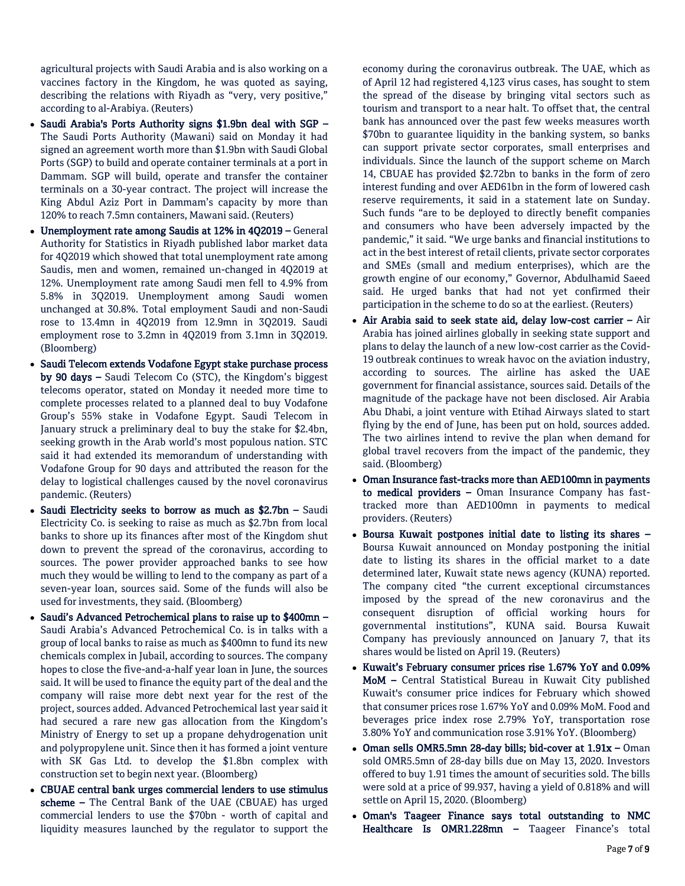agricultural projects with Saudi Arabia and is also working on a vaccines factory in the Kingdom, he was quoted as saying, describing the relations with Riyadh as "very, very positive," according to al-Arabiya. (Reuters)

- **Saudi Arabia's Ports Authority signs $1.9bn deal with SGP –** The Saudi Ports Authority (Mawani) said on Monday it had signed an agreement worth more than $1.9bn with Saudi Global Ports (SGP) to build and operate container terminals at a port in Dammam. SGP will build, operate and transfer the container terminals on a 30-year contract. The project will increase the King Abdul Aziz Port in Dammam's capacity by more than 120% to reach 7.5mn containers, Mawani said. (Reuters)
- **Unemployment rate among Saudis at 12% in 4Q2019 –** General Authority for Statistics in Riyadh published labor market data for 4Q2019 which showed that total unemployment rate among Saudis, men and women, remained un-changed in 4Q2019 at 12%. Unemployment rate among Saudi men fell to 4.9% from 5.8% in 3Q2019. Unemployment among Saudi women unchanged at 30.8%. Total employment Saudi and non-Saudi rose to 13.4mn in 4Q2019 from 12.9mn in 3Q2019. Saudi employment rose to 3.2mn in 4Q2019 from 3.1mn in 3Q2019. (Bloomberg)
- **Saudi Telecom extends Vodafone Egypt stake purchase process by 90 days –** Saudi Telecom Co (STC), the Kingdom's biggest telecoms operator, stated on Monday it needed more time to complete processes related to a planned deal to buy Vodafone Group's 55% stake in Vodafone Egypt. Saudi Telecom in January struck a preliminary deal to buy the stake for $2.4bn, seeking growth in the Arab world's most populous nation. STC said it had extended its memorandum of understanding with Vodafone Group for 90 days and attributed the reason for the delay to logistical challenges caused by the novel coronavirus pandemic. (Reuters)
- **Saudi Electricity seeks to borrow as much as $2.7bn –** Saudi Electricity Co. is seeking to raise as much as $2.7bn from local banks to shore up its finances after most of the Kingdom shut down to prevent the spread of the coronavirus, according to sources. The power provider approached banks to see how much they would be willing to lend to the company as part of a seven-year loan, sources said. Some of the funds will also be used for investments, they said. (Bloomberg)
- **Saudi's Advanced Petrochemical plans to raise up to $400mn –** Saudi Arabia's Advanced Petrochemical Co. is in talks with a group of local banks to raise as much as $400mn to fund its new chemicals complex in Jubail, according to sources. The company hopes to close the five-and-a-half year loan in June, the sources said. It will be used to finance the equity part of the deal and the company will raise more debt next year for the rest of the project, sources added. Advanced Petrochemical last year said it had secured a rare new gas allocation from the Kingdom's Ministry of Energy to set up a propane dehydrogenation unit and polypropylene unit. Since then it has formed a joint venture with SK Gas Ltd. to develop the $1.8bn complex with construction set to begin next year. (Bloomberg)
- **CBUAE central bank urges commercial lenders to use stimulus scheme –** The Central Bank of the UAE (CBUAE) has urged commercial lenders to use the $70bn - worth of capital and liquidity measures launched by the regulator to support the economy during the coronavirus outbreak. The UAE, which as of April 12 had registered 4,123 virus cases, has sought to stem the spread of the disease by bringing vital sectors such as tourism and transport to a near halt. To offset that, the central bank has announced over the past few weeks measures worth $70bn to guarantee liquidity in the banking system, so banks can support private sector corporates, small enterprises and individuals. Since the launch of the support scheme on March 14, CBUAE has provided $2.72bn to banks in the form of zero interest funding and over AED61bn in the form of lowered cash reserve requirements, it said in a statement late on Sunday. Such funds "are to be deployed to directly benefit companies and consumers who have been adversely impacted by the pandemic," it said. "We urge banks and financial institutions to act in the best interest of retail clients, private sector corporates and SMEs (small and medium enterprises), which are the growth engine of our economy," Governor, Abdulhamid Saeed said. He urged banks that had not yet confirmed their participation in the scheme to do so at the earliest. (Reuters)
- **Air Arabia said to seek state aid, delay low-cost carrier –** Air Arabia has joined airlines globally in seeking state support and plans to delay the launch of a new low-cost carrier as the Covid-19 outbreak continues to wreak havoc on the aviation industry, according to sources. The airline has asked the UAE government for financial assistance, sources said. Details of the magnitude of the package have not been disclosed. Air Arabia Abu Dhabi, a joint venture with Etihad Airways slated to start flying by the end of June, has been put on hold, sources added. The two airlines intend to revive the plan when demand for global travel recovers from the impact of the pandemic, they said. (Bloomberg)
- **Oman Insurance fast-tracks more than AED100mn in payments to medical providers –** Oman Insurance Company has fast-tracked more than AED100mn in payments to medical providers. (Reuters)
- **Boursa Kuwait postpones initial date to listing its shares –** Boursa Kuwait announced on Monday postponing the initial date to listing its shares in the official market to a date determined later, Kuwait state news agency (KUNA) reported. The company cited "the current exceptional circumstances imposed by the spread of the new coronavirus and the consequent disruption of official working hours for governmental institutions", KUNA said. Boursa Kuwait Company has previously announced on January 7, that its shares would be listed on April 19. (Reuters)
- **Kuwait's February consumer prices rise 1.67% YoY and 0.09% MoM –** Central Statistical Bureau in Kuwait City published Kuwait's consumer price indices for February which showed that consumer prices rose 1.67% YoY and 0.09% MoM. Food and beverages price index rose 2.79% YoY, transportation rose 3.80% YoY and communication rose 3.91% YoY. (Bloomberg)
- **Oman sells OMR5.5mn 28-day bills; bid-cover at 1.91x –** Oman sold OMR5.5mn of 28-day bills due on May 13, 2020. Investors offered to buy 1.91 times the amount of securities sold. The bills were sold at a price of 99.937, having a yield of 0.818% and will settle on April 15, 2020. (Bloomberg)
- **Oman's Taageer Finance says total outstanding to NMC Healthcare Is OMR1.228mn –** Taageer Finance's total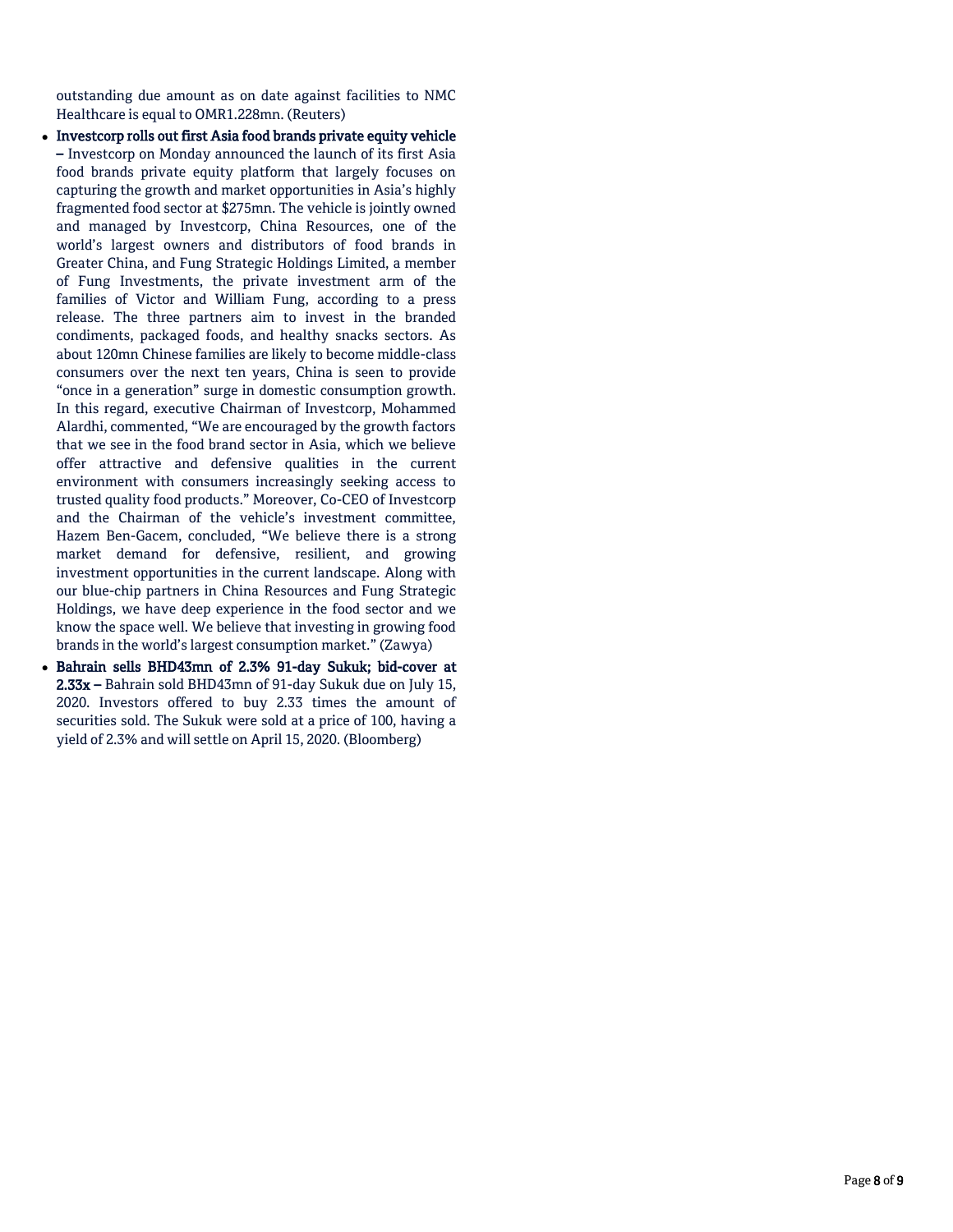outstanding due amount as on date against facilities to NMC Healthcare is equal to OMR1.228mn. (Reuters)

- **Investcorp rolls out first Asia food brands private equity vehicle –** Investcorp on Monday announced the launch of its first Asia food brands private equity platform that largely focuses on capturing the growth and market opportunities in Asia's highly fragmented food sector at $275mn. The vehicle is jointly owned and managed by Investcorp, China Resources, one of the world's largest owners and distributors of food brands in Greater China, and Fung Strategic Holdings Limited, a member of Fung Investments, the private investment arm of the families of Victor and William Fung, according to a press release. The three partners aim to invest in the branded condiments, packaged foods, and healthy snacks sectors. As about 120mn Chinese families are likely to become middle-class consumers over the next ten years, China is seen to provide "once in a generation" surge in domestic consumption growth. In this regard, executive Chairman of Investcorp, Mohammed Alardhi, commented, "We are encouraged by the growth factors that we see in the food brand sector in Asia, which we believe offer attractive and defensive qualities in the current environment with consumers increasingly seeking access to trusted quality food products." Moreover, Co-CEO of Investcorp and the Chairman of the vehicle's investment committee, Hazem Ben-Gacem, concluded, "We believe there is a strong market demand for defensive, resilient, and growing investment opportunities in the current landscape. Along with our blue-chip partners in China Resources and Fung Strategic Holdings, we have deep experience in the food sector and we know the space well. We believe that investing in growing food brands in the world's largest consumption market." (Zawya)
- **Bahrain sells BHD43mn of 2.3% 91-day Sukuk; bid-cover at 2.33x –** Bahrain sold BHD43mn of 91-day Sukuk due on July 15, 2020. Investors offered to buy 2.33 times the amount of securities sold. The Sukuk were sold at a price of 100, having a yield of 2.3% and will settle on April 15, 2020. (Bloomberg)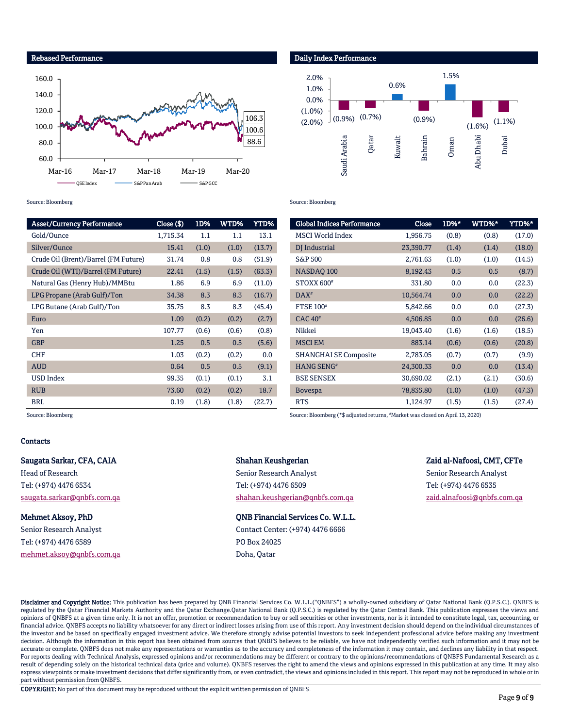**Rebased Performance**

160.0
140.0
120.0
100.0
80.0
60.0

Mar-16 Mar-17 Mar-18 Mar-19 Mar-20

106.3
100.6
88.6

QSE Index S&P Pan Arab S&P GCC

Source: Bloomberg

**Daily Index Performance**

2.0%
1.0%
0.0%
(1.0%)
(2.0%)

(0.9%) (0.7%) 0.6% (0.9%) 1.5% (1.6%) (1.1%)

Saudi Arabia Qatar Kuwait Bahrain Oman Abu Dhabi Dubai

Source: Bloomberg

| Asset/Currency Performance | Close ($) | 1D% | WTD% | YTD% |
|---|---|---|---|---|
| Gold/Ounce | 1,715.34 | 1.1 | 1.1 | 13.1 |
| Silver/Ounce | 15.41 | (1.0) | (1.0) | (13.7) |
| Crude Oil (Brent)/Barrel (FM Future) | 31.74 | 0.8 | 0.8 | (51.9) |
| Crude Oil (WTI)/Barrel (FM Future) | 22.41 | (1.5) | (1.5) | (63.3) |
| Natural Gas (Henry Hub)/MMBtu | 1.86 | 6.9 | 6.9 | (11.0) |
| LPG Propane (Arab Gulf)/Ton | 34.38 | 8.3 | 8.3 | (16.7) |
| LPG Butane (Arab Gulf)/Ton | 35.75 | 8.3 | 8.3 | (45.4) |
| Euro | 1.09 | (0.2) | (0.2) | (2.7) |
| Yen | 107.77 | (0.6) | (0.6) | (0.8) |
| GBP | 1.25 | 0.5 | 0.5 | (5.6) |
| CHF | 1.03 | (0.2) | (0.2) | 0.0 |
| AUD | 0.64 | 0.5 | 0.5 | (9.1) |
| USD Index | 99.35 | (0.1) | (0.1) | 3.1 |
| RUB | 73.60 | (0.2) | (0.2) | 18.7 |
| BRL | 0.19 | (1.8) | (1.8) | (22.7) |

Source: Bloomberg

| Global Indices Performance | Close | 1D%* | WTD%* | YTD%* |
|---|---|---|---|---|
| MSCI World Index | 1,956.75 | (0.8) | (0.8) | (17.0) |
| DJ Industrial | 23,390.77 | (1.4) | (1.4) | (18.0) |
| S&P 500 | 2,761.63 | (1.0) | (1.0) | (14.5) |
| NASDAQ 100 | 8,192.43 | 0.5 | 0.5 | (8.7) |
| STOXX 600# | 331.80 | 0.0 | 0.0 | (22.3) |
| DAX# | 10,564.74 | 0.0 | 0.0 | (22.2) |
| FTSE 100# | 5,842.66 | 0.0 | 0.0 | (27.3) |
| CAC 40# | 4,506.85 | 0.0 | 0.0 | (26.6) |
| Nikkei | 19,043.40 | (1.6) | (1.6) | (18.5) |
| MSCI EM | 883.14 | (0.6) | (0.6) | (20.8) |
| SHANGHAI SE Composite | 2,783.05 | (0.7) | (0.7) | (9.9) |
| HANG SENG# | 24,300.33 | 0.0 | 0.0 | (13.4) |
| BSE SENSEX | 30,690.02 | (2.1) | (2.1) | (30.6) |
| Bovespa | 78,835.80 | (1.0) | (1.0) | (47.3) |
| RTS | 1,124.97 | (1.5) | (1.5) | (27.4) |

Source: Bloomberg (*$ adjusted returns, #Market was closed on April 13, 2020)

## Contacts

**Saugata Sarkar, CFA, CAIA**
Head of Research
Tel: (+974) 4476 6534
saugata.sarkar@qnbfs.com.qa

**Shahan Keushgerian**
Senior Research Analyst
Tel: (+974) 4476 6509
shahan.keushgerian@qnbfs.com.qa

**Zaid al-Nafoosi, CMT, CFTe**
Senior Research Analyst
Tel: (+974) 4476 6535
zaid.alnafoosi@qnbfs.com.qa

**Mehmet Aksoy, PhD**
Senior Research Analyst
Tel: (+974) 4476 6589
mehmet.aksoy@qnbfs.com.qa

**QNB Financial Services Co. W.L.L.**
Contact Center: (+974) 4476 6666
PO Box 24025
Doha, Qatar

**Disclaimer and Copyright Notice:** This publication has been prepared by QNB Financial Services Co. W.L.L.("QNBFS") a wholly-owned subsidiary of Qatar National Bank (Q.P.S.C.). QNBFS is regulated by the Qatar Financial Markets Authority and the Qatar Exchange.Qatar National Bank (Q.P.S.C.) is regulated by the Qatar Central Bank. This publication expresses the views and opinions of QNBFS at a given time only. It is not an offer, promotion or recommendation to buy or sell securities or other investments, nor is it intended to constitute legal, tax, accounting, or financial advice. QNBFS accepts no liability whatsoever for any direct or indirect losses arising from use of this report. Any investment decision should depend on the individual circumstances of the investor and be based on specifically engaged investment advice. We therefore strongly advise potential investors to seek independent professional advice before making any investment decision. Although the information in this report has been obtained from sources that QNBFS believes to be reliable, we have not independently verified such information and it may not be accurate or complete. QNBFS does not make any representations or warranties as to the accuracy and completeness of the information it may contain, and declines any liability in that respect. For reports dealing with Technical Analysis, expressed opinions and/or recommendations may be different or contrary to the opinions/recommendations of QNBFS Fundamental Research as a result of depending solely on the historical technical data (price and volume). QNBFS reserves the right to amend the views and opinions expressed in this publication at any time. It may also express viewpoints or make investment decisions that differ significantly from, or even contradict, the views and opinions included in this report. This report may not be reproduced in whole or in part without permission from QNBFS.

**COPYRIGHT:** No part of this document may be reproduced without the explicit written permission of QNBFS